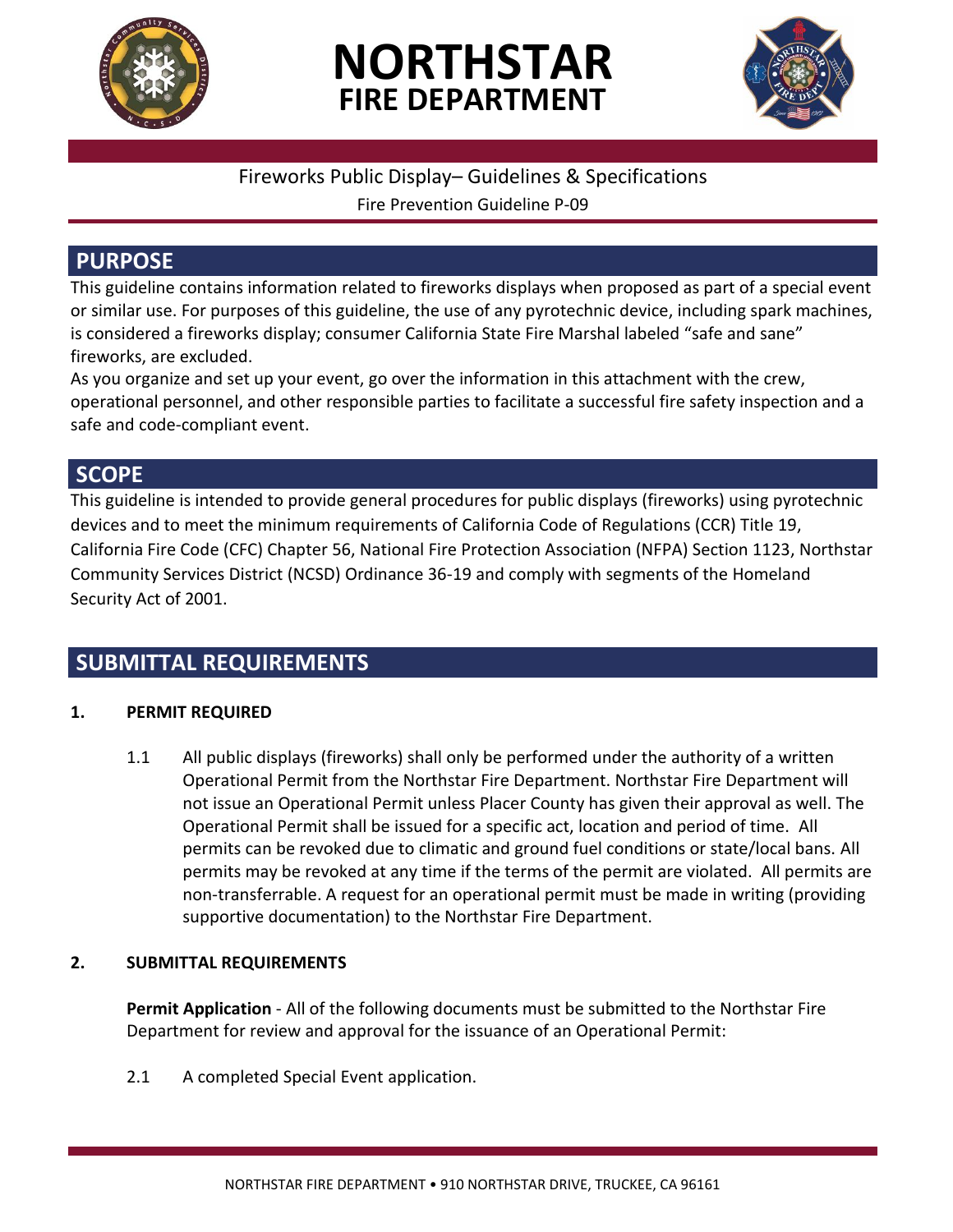# NORTHSTAR
## FIRE DEPARTMENT

Fireworks Public Display– Guidelines & Specifications

Fire Prevention Guideline P-09

## PURPOSE

This guideline contains information related to fireworks displays when proposed as part of a special event or similar use. For purposes of this guideline, the use of any pyrotechnic device, including spark machines, is considered a fireworks display; consumer California State Fire Marshal labeled "safe and sane" fireworks, are excluded.

As you organize and set up your event, go over the information in this attachment with the crew, operational personnel, and other responsible parties to facilitate a successful fire safety inspection and a safe and code-compliant event.

## SCOPE

This guideline is intended to provide general procedures for public displays (fireworks) using pyrotechnic devices and to meet the minimum requirements of California Code of Regulations (CCR) Title 19, California Fire Code (CFC) Chapter 56, National Fire Protection Association (NFPA) Section 1123, Northstar Community Services District (NCSD) Ordinance 36-19 and comply with segments of the Homeland Security Act of 2001.

## SUBMITTAL REQUIREMENTS

### 1. PERMIT REQUIRED

1.1 All public displays (fireworks) shall only be performed under the authority of a written Operational Permit from the Northstar Fire Department. Northstar Fire Department will not issue an Operational Permit unless Placer County has given their approval as well. The Operational Permit shall be issued for a specific act, location and period of time. All permits can be revoked due to climatic and ground fuel conditions or state/local bans. All permits may be revoked at any time if the terms of the permit are violated. All permits are non-transferrable. A request for an operational permit must be made in writing (providing supportive documentation) to the Northstar Fire Department.

### 2. SUBMITTAL REQUIREMENTS

**Permit Application** - All of the following documents must be submitted to the Northstar Fire Department for review and approval for the issuance of an Operational Permit:

2.1 A completed Special Event application.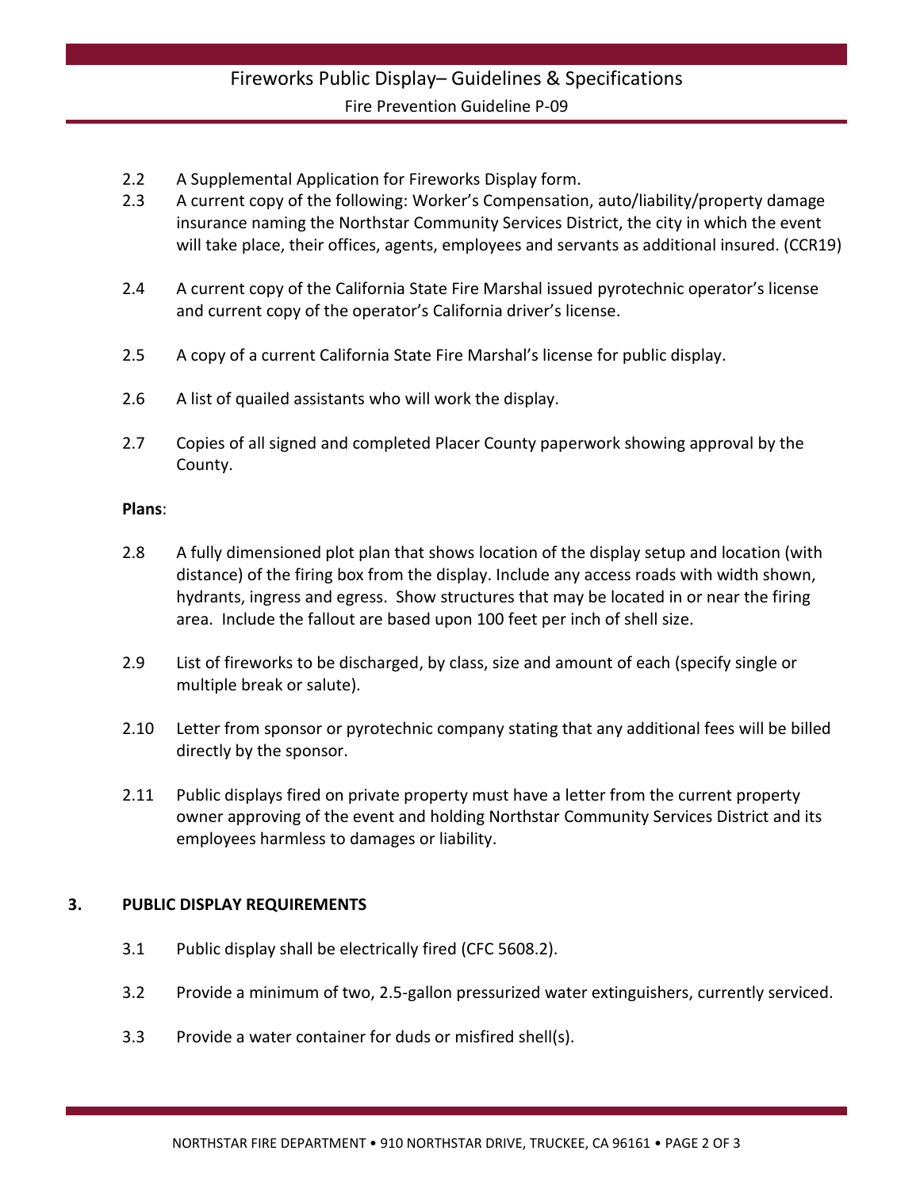2.2 A Supplemental Application for Fireworks Display form.

2.3 A current copy of the following: Worker's Compensation, auto/liability/property damage insurance naming the Northstar Community Services District, the city in which the event will take place, their offices, agents, employees and servants as additional insured. (CCR19)

2.4 A current copy of the California State Fire Marshal issued pyrotechnic operator's license and current copy of the operator's California driver's license.

2.5 A copy of a current California State Fire Marshal's license for public display.

2.6 A list of quailed assistants who will work the display.

2.7 Copies of all signed and completed Placer County paperwork showing approval by the County.

**Plans**:

2.8 A fully dimensioned plot plan that shows location of the display setup and location (with distance) of the firing box from the display. Include any access roads with width shown, hydrants, ingress and egress. Show structures that may be located in or near the firing area. Include the fallout are based upon 100 feet per inch of shell size.

2.9 List of fireworks to be discharged, by class, size and amount of each (specify single or multiple break or salute).

2.10 Letter from sponsor or pyrotechnic company stating that any additional fees will be billed directly by the sponsor.

2.11 Public displays fired on private property must have a letter from the current property owner approving of the event and holding Northstar Community Services District and its employees harmless to damages or liability.

## 3. PUBLIC DISPLAY REQUIREMENTS

3.1 Public display shall be electrically fired (CFC 5608.2).

3.2 Provide a minimum of two, 2.5-gallon pressurized water extinguishers, currently serviced.

3.3 Provide a water container for duds or misfired shell(s).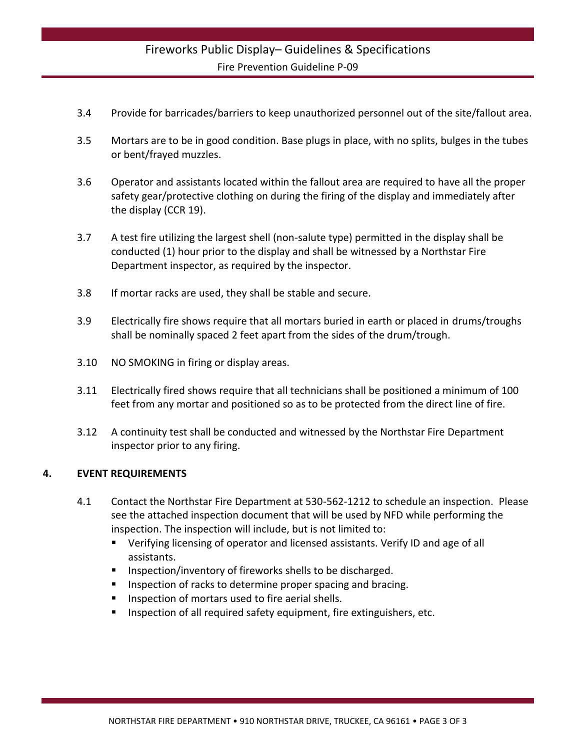3.4 Provide for barricades/barriers to keep unauthorized personnel out of the site/fallout area.

3.5 Mortars are to be in good condition. Base plugs in place, with no splits, bulges in the tubes or bent/frayed muzzles.

3.6 Operator and assistants located within the fallout area are required to have all the proper safety gear/protective clothing on during the firing of the display and immediately after the display (CCR 19).

3.7 A test fire utilizing the largest shell (non-salute type) permitted in the display shall be conducted (1) hour prior to the display and shall be witnessed by a Northstar Fire Department inspector, as required by the inspector.

3.8 If mortar racks are used, they shall be stable and secure.

3.9 Electrically fire shows require that all mortars buried in earth or placed in drums/troughs shall be nominally spaced 2 feet apart from the sides of the drum/trough.

3.10 NO SMOKING in firing or display areas.

3.11 Electrically fired shows require that all technicians shall be positioned a minimum of 100 feet from any mortar and positioned so as to be protected from the direct line of fire.

3.12 A continuity test shall be conducted and witnessed by the Northstar Fire Department inspector prior to any firing.

## 4. EVENT REQUIREMENTS

4.1 Contact the Northstar Fire Department at 530-562-1212 to schedule an inspection. Please see the attached inspection document that will be used by NFD while performing the inspection. The inspection will include, but is not limited to:

- Verifying licensing of operator and licensed assistants. Verify ID and age of all assistants.
- Inspection/inventory of fireworks shells to be discharged.
- Inspection of racks to determine proper spacing and bracing.
- Inspection of mortars used to fire aerial shells.
- Inspection of all required safety equipment, fire extinguishers, etc.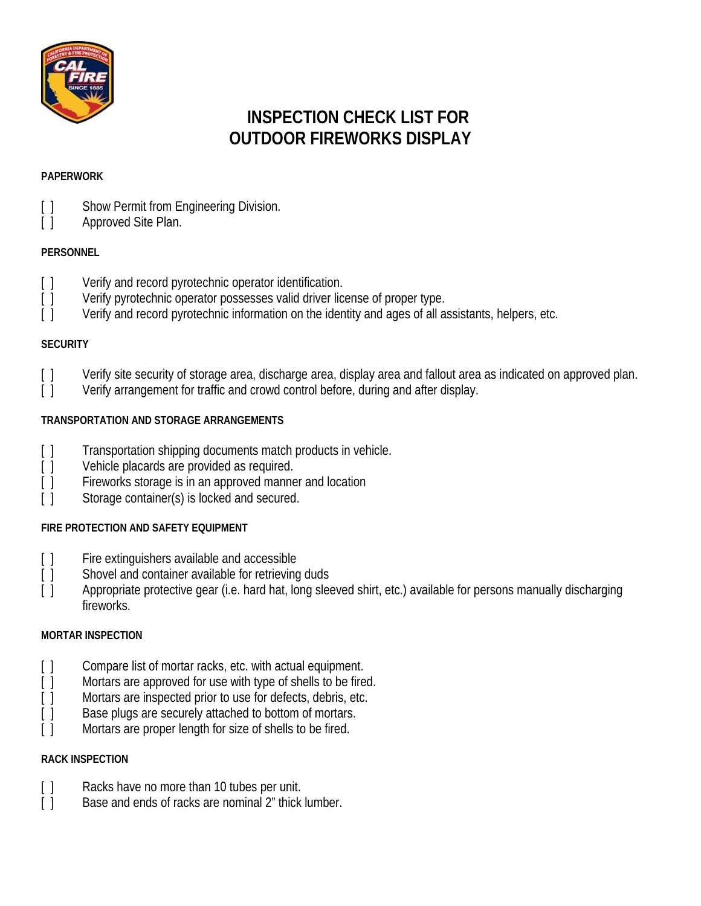# INSPECTION CHECK LIST FOR OUTDOOR FIREWORKS DISPLAY

**PAPERWORK**

[ ] Show Permit from Engineering Division.
[ ] Approved Site Plan.

**PERSONNEL**

[ ] Verify and record pyrotechnic operator identification.
[ ] Verify pyrotechnic operator possesses valid driver license of proper type.
[ ] Verify and record pyrotechnic information on the identity and ages of all assistants, helpers, etc.

**SECURITY**

[ ] Verify site security of storage area, discharge area, display area and fallout area as indicated on approved plan.
[ ] Verify arrangement for traffic and crowd control before, during and after display.

**TRANSPORTATION AND STORAGE ARRANGEMENTS**

[ ] Transportation shipping documents match products in vehicle.
[ ] Vehicle placards are provided as required.
[ ] Fireworks storage is in an approved manner and location
[ ] Storage container(s) is locked and secured.

**FIRE PROTECTION AND SAFETY EQUIPMENT**

[ ] Fire extinguishers available and accessible
[ ] Shovel and container available for retrieving duds
[ ] Appropriate protective gear (i.e. hard hat, long sleeved shirt, etc.) available for persons manually discharging fireworks.

**MORTAR INSPECTION**

[ ] Compare list of mortar racks, etc. with actual equipment.
[ ] Mortars are approved for use with type of shells to be fired.
[ ] Mortars are inspected prior to use for defects, debris, etc.
[ ] Base plugs are securely attached to bottom of mortars.
[ ] Mortars are proper length for size of shells to be fired.

**RACK INSPECTION**

[ ] Racks have no more than 10 tubes per unit.
[ ] Base and ends of racks are nominal 2" thick lumber.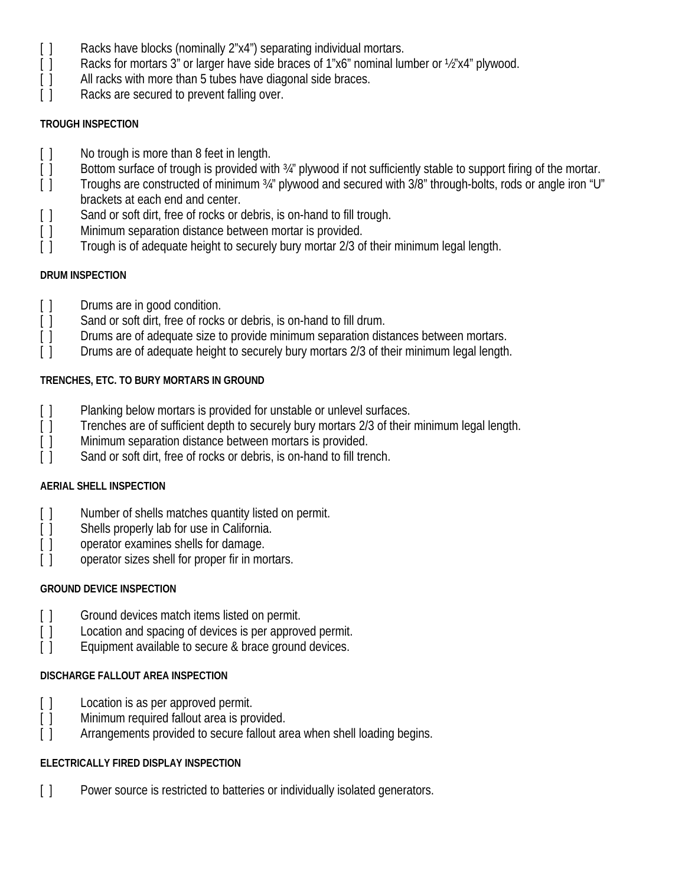[ ] Racks have blocks (nominally 2"x4") separating individual mortars.
[ ] Racks for mortars 3" or larger have side braces of 1"x6" nominal lumber or ½"x4" plywood.
[ ] All racks with more than 5 tubes have diagonal side braces.
[ ] Racks are secured to prevent falling over.

#### TROUGH INSPECTION

[ ] No trough is more than 8 feet in length.
[ ] Bottom surface of trough is provided with ¾" plywood if not sufficiently stable to support firing of the mortar.
[ ] Troughs are constructed of minimum ¾" plywood and secured with 3/8" through-bolts, rods or angle iron "U" brackets at each end and center.
[ ] Sand or soft dirt, free of rocks or debris, is on-hand to fill trough.
[ ] Minimum separation distance between mortar is provided.
[ ] Trough is of adequate height to securely bury mortar 2/3 of their minimum legal length.

#### DRUM INSPECTION

[ ] Drums are in good condition.
[ ] Sand or soft dirt, free of rocks or debris, is on-hand to fill drum.
[ ] Drums are of adequate size to provide minimum separation distances between mortars.
[ ] Drums are of adequate height to securely bury mortars 2/3 of their minimum legal length.

#### TRENCHES, ETC. TO BURY MORTARS IN GROUND

[ ] Planking below mortars is provided for unstable or unlevel surfaces.
[ ] Trenches are of sufficient depth to securely bury mortars 2/3 of their minimum legal length.
[ ] Minimum separation distance between mortars is provided.
[ ] Sand or soft dirt, free of rocks or debris, is on-hand to fill trench.

#### AERIAL SHELL INSPECTION

[ ] Number of shells matches quantity listed on permit.
[ ] Shells properly lab for use in California.
[ ] operator examines shells for damage.
[ ] operator sizes shell for proper fir in mortars.

#### GROUND DEVICE INSPECTION

[ ] Ground devices match items listed on permit.
[ ] Location and spacing of devices is per approved permit.
[ ] Equipment available to secure & brace ground devices.

#### DISCHARGE FALLOUT AREA INSPECTION

[ ] Location is as per approved permit.
[ ] Minimum required fallout area is provided.
[ ] Arrangements provided to secure fallout area when shell loading begins.

#### ELECTRICALLY FIRED DISPLAY INSPECTION

[ ] Power source is restricted to batteries or individually isolated generators.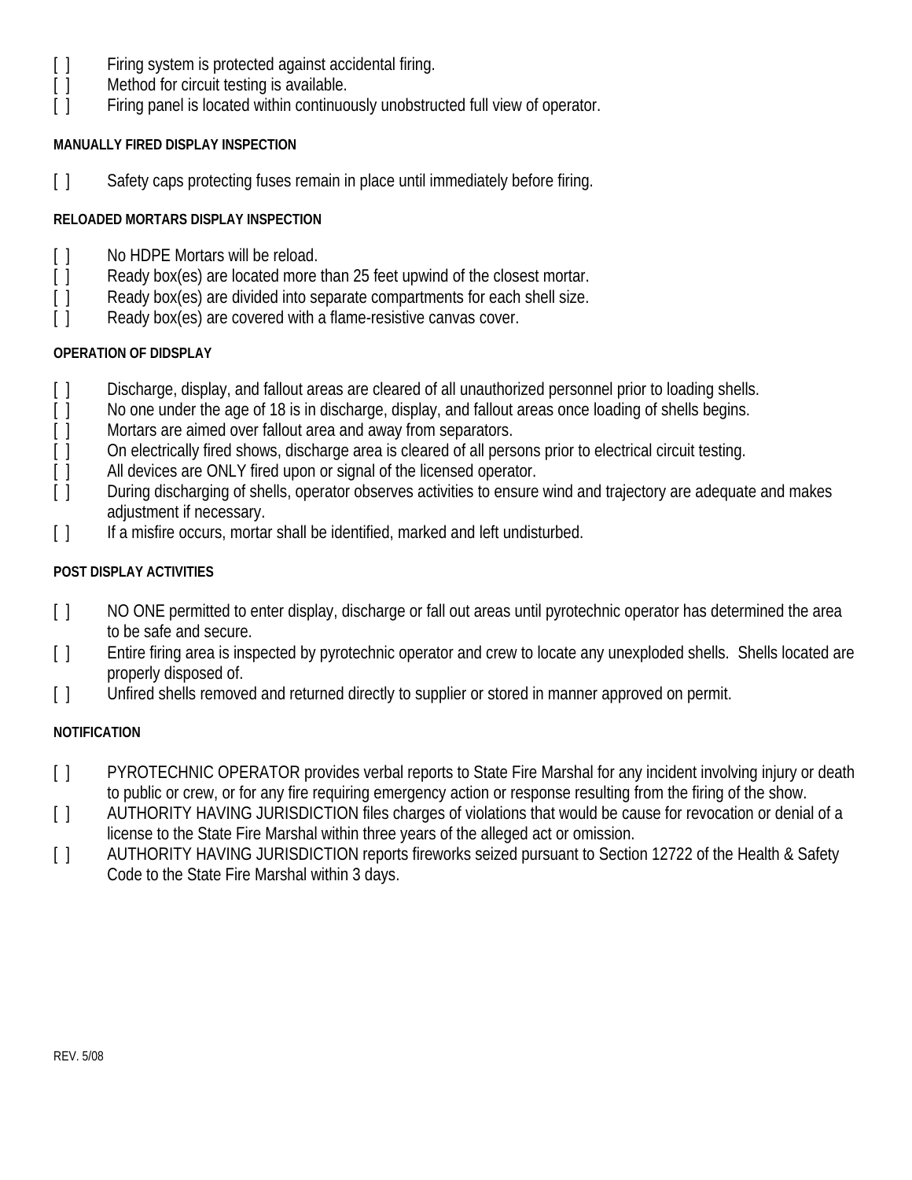[ ] Firing system is protected against accidental firing.
[ ] Method for circuit testing is available.
[ ] Firing panel is located within continuously unobstructed full view of operator.

**MANUALLY FIRED DISPLAY INSPECTION**

[ ] Safety caps protecting fuses remain in place until immediately before firing.

**RELOADED MORTARS DISPLAY INSPECTION**

[ ] No HDPE Mortars will be reload.
[ ] Ready box(es) are located more than 25 feet upwind of the closest mortar.
[ ] Ready box(es) are divided into separate compartments for each shell size.
[ ] Ready box(es) are covered with a flame-resistive canvas cover.

**OPERATION OF DIDSPLAY**

[ ] Discharge, display, and fallout areas are cleared of all unauthorized personnel prior to loading shells.
[ ] No one under the age of 18 is in discharge, display, and fallout areas once loading of shells begins.
[ ] Mortars are aimed over fallout area and away from separators.
[ ] On electrically fired shows, discharge area is cleared of all persons prior to electrical circuit testing.
[ ] All devices are ONLY fired upon or signal of the licensed operator.
[ ] During discharging of shells, operator observes activities to ensure wind and trajectory are adequate and makes adjustment if necessary.
[ ] If a misfire occurs, mortar shall be identified, marked and left undisturbed.

**POST DISPLAY ACTIVITIES**

[ ] NO ONE permitted to enter display, discharge or fall out areas until pyrotechnic operator has determined the area to be safe and secure.
[ ] Entire firing area is inspected by pyrotechnic operator and crew to locate any unexploded shells. Shells located are properly disposed of.
[ ] Unfired shells removed and returned directly to supplier or stored in manner approved on permit.

**NOTIFICATION**

[ ] PYROTECHNIC OPERATOR provides verbal reports to State Fire Marshal for any incident involving injury or death to public or crew, or for any fire requiring emergency action or response resulting from the firing of the show.
[ ] AUTHORITY HAVING JURISDICTION files charges of violations that would be cause for revocation or denial of a license to the State Fire Marshal within three years of the alleged act or omission.
[ ] AUTHORITY HAVING JURISDICTION reports fireworks seized pursuant to Section 12722 of the Health & Safety Code to the State Fire Marshal within 3 days.

REV. 5/08